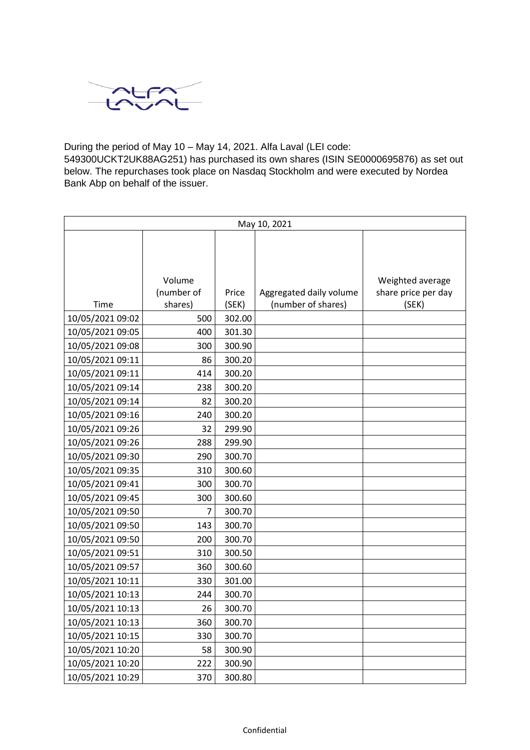During the period of May 10 – May 14, 2021. Alfa Laval (LEI code: 549300UCKT2UK88AG251) has purchased its own shares (ISIN SE0000695876) as set out below. The repurchases took place on Nasdaq Stockholm and were executed by Nordea Bank Abp on behalf of the issuer.

| May 10, 2021 | | | | |
|---|---|---|---|---|
| Time | Volume (number of shares) | Price (SEK) | Aggregated daily volume (number of shares) | Weighted average share price per day (SEK) |
| 10/05/2021 09:02 | 500 | 302.00 | | |
| 10/05/2021 09:05 | 400 | 301.30 | | |
| 10/05/2021 09:08 | 300 | 300.90 | | |
| 10/05/2021 09:11 | 86 | 300.20 | | |
| 10/05/2021 09:11 | 414 | 300.20 | | |
| 10/05/2021 09:14 | 238 | 300.20 | | |
| 10/05/2021 09:14 | 82 | 300.20 | | |
| 10/05/2021 09:16 | 240 | 300.20 | | |
| 10/05/2021 09:26 | 32 | 299.90 | | |
| 10/05/2021 09:26 | 288 | 299.90 | | |
| 10/05/2021 09:30 | 290 | 300.70 | | |
| 10/05/2021 09:35 | 310 | 300.60 | | |
| 10/05/2021 09:41 | 300 | 300.70 | | |
| 10/05/2021 09:45 | 300 | 300.60 | | |
| 10/05/2021 09:50 | 7 | 300.70 | | |
| 10/05/2021 09:50 | 143 | 300.70 | | |
| 10/05/2021 09:50 | 200 | 300.70 | | |
| 10/05/2021 09:51 | 310 | 300.50 | | |
| 10/05/2021 09:57 | 360 | 300.60 | | |
| 10/05/2021 10:11 | 330 | 301.00 | | |
| 10/05/2021 10:13 | 244 | 300.70 | | |
| 10/05/2021 10:13 | 26 | 300.70 | | |
| 10/05/2021 10:13 | 360 | 300.70 | | |
| 10/05/2021 10:15 | 330 | 300.70 | | |
| 10/05/2021 10:20 | 58 | 300.90 | | |
| 10/05/2021 10:20 | 222 | 300.90 | | |
| 10/05/2021 10:29 | 370 | 300.80 | | |

Confidential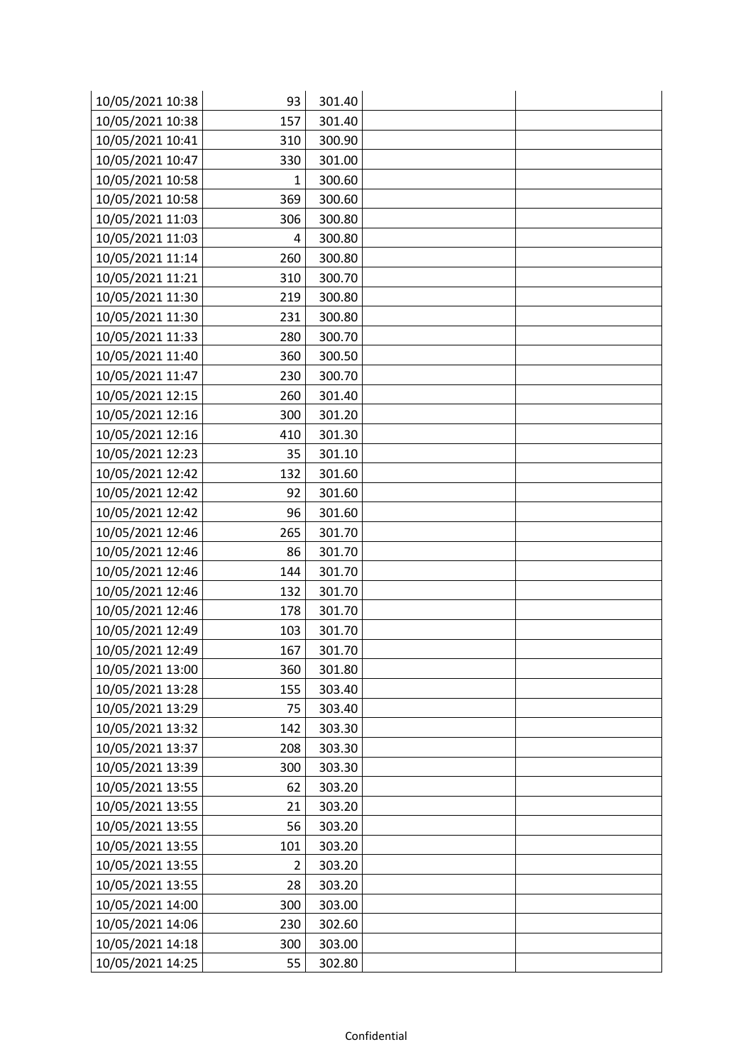| | | | | |
|---|---|---|---|---|
| 10/05/2021 10:38 | 93 | 301.40 | | |
| 10/05/2021 10:38 | 157 | 301.40 | | |
| 10/05/2021 10:41 | 310 | 300.90 | | |
| 10/05/2021 10:47 | 330 | 301.00 | | |
| 10/05/2021 10:58 | 1 | 300.60 | | |
| 10/05/2021 10:58 | 369 | 300.60 | | |
| 10/05/2021 11:03 | 306 | 300.80 | | |
| 10/05/2021 11:03 | 4 | 300.80 | | |
| 10/05/2021 11:14 | 260 | 300.80 | | |
| 10/05/2021 11:21 | 310 | 300.70 | | |
| 10/05/2021 11:30 | 219 | 300.80 | | |
| 10/05/2021 11:30 | 231 | 300.80 | | |
| 10/05/2021 11:33 | 280 | 300.70 | | |
| 10/05/2021 11:40 | 360 | 300.50 | | |
| 10/05/2021 11:47 | 230 | 300.70 | | |
| 10/05/2021 12:15 | 260 | 301.40 | | |
| 10/05/2021 12:16 | 300 | 301.20 | | |
| 10/05/2021 12:16 | 410 | 301.30 | | |
| 10/05/2021 12:23 | 35 | 301.10 | | |
| 10/05/2021 12:42 | 132 | 301.60 | | |
| 10/05/2021 12:42 | 92 | 301.60 | | |
| 10/05/2021 12:42 | 96 | 301.60 | | |
| 10/05/2021 12:46 | 265 | 301.70 | | |
| 10/05/2021 12:46 | 86 | 301.70 | | |
| 10/05/2021 12:46 | 144 | 301.70 | | |
| 10/05/2021 12:46 | 132 | 301.70 | | |
| 10/05/2021 12:46 | 178 | 301.70 | | |
| 10/05/2021 12:49 | 103 | 301.70 | | |
| 10/05/2021 12:49 | 167 | 301.70 | | |
| 10/05/2021 13:00 | 360 | 301.80 | | |
| 10/05/2021 13:28 | 155 | 303.40 | | |
| 10/05/2021 13:29 | 75 | 303.40 | | |
| 10/05/2021 13:32 | 142 | 303.30 | | |
| 10/05/2021 13:37 | 208 | 303.30 | | |
| 10/05/2021 13:39 | 300 | 303.30 | | |
| 10/05/2021 13:55 | 62 | 303.20 | | |
| 10/05/2021 13:55 | 21 | 303.20 | | |
| 10/05/2021 13:55 | 56 | 303.20 | | |
| 10/05/2021 13:55 | 101 | 303.20 | | |
| 10/05/2021 13:55 | 2 | 303.20 | | |
| 10/05/2021 13:55 | 28 | 303.20 | | |
| 10/05/2021 14:00 | 300 | 303.00 | | |
| 10/05/2021 14:06 | 230 | 302.60 | | |
| 10/05/2021 14:18 | 300 | 303.00 | | |
| 10/05/2021 14:25 | 55 | 302.80 | | |

Confidential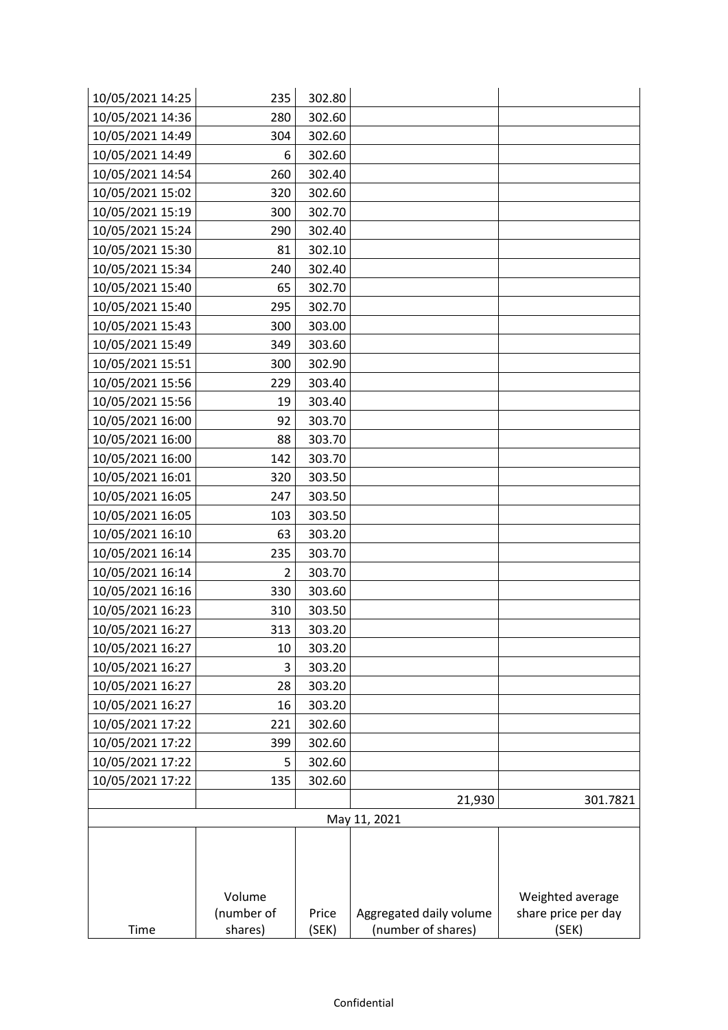| | | | | |
|---|---|---|---|---|
| 10/05/2021 14:25 | 235 | 302.80 | | |
| 10/05/2021 14:36 | 280 | 302.60 | | |
| 10/05/2021 14:49 | 304 | 302.60 | | |
| 10/05/2021 14:49 | 6 | 302.60 | | |
| 10/05/2021 14:54 | 260 | 302.40 | | |
| 10/05/2021 15:02 | 320 | 302.60 | | |
| 10/05/2021 15:19 | 300 | 302.70 | | |
| 10/05/2021 15:24 | 290 | 302.40 | | |
| 10/05/2021 15:30 | 81 | 302.10 | | |
| 10/05/2021 15:34 | 240 | 302.40 | | |
| 10/05/2021 15:40 | 65 | 302.70 | | |
| 10/05/2021 15:40 | 295 | 302.70 | | |
| 10/05/2021 15:43 | 300 | 303.00 | | |
| 10/05/2021 15:49 | 349 | 303.60 | | |
| 10/05/2021 15:51 | 300 | 302.90 | | |
| 10/05/2021 15:56 | 229 | 303.40 | | |
| 10/05/2021 15:56 | 19 | 303.40 | | |
| 10/05/2021 16:00 | 92 | 303.70 | | |
| 10/05/2021 16:00 | 88 | 303.70 | | |
| 10/05/2021 16:00 | 142 | 303.70 | | |
| 10/05/2021 16:01 | 320 | 303.50 | | |
| 10/05/2021 16:05 | 247 | 303.50 | | |
| 10/05/2021 16:05 | 103 | 303.50 | | |
| 10/05/2021 16:10 | 63 | 303.20 | | |
| 10/05/2021 16:14 | 235 | 303.70 | | |
| 10/05/2021 16:14 | 2 | 303.70 | | |
| 10/05/2021 16:16 | 330 | 303.60 | | |
| 10/05/2021 16:23 | 310 | 303.50 | | |
| 10/05/2021 16:27 | 313 | 303.20 | | |
| 10/05/2021 16:27 | 10 | 303.20 | | |
| 10/05/2021 16:27 | 3 | 303.20 | | |
| 10/05/2021 16:27 | 28 | 303.20 | | |
| 10/05/2021 16:27 | 16 | 303.20 | | |
| 10/05/2021 17:22 | 221 | 302.60 | | |
| 10/05/2021 17:22 | 399 | 302.60 | | |
| 10/05/2021 17:22 | 5 | 302.60 | | |
| 10/05/2021 17:22 | 135 | 302.60 | | |
| | | | 21,930 | 301.7821 |
| May 11, 2021 | | | | |
| Time | Volume (number of shares) | Price (SEK) | Aggregated daily volume (number of shares) | Weighted average share price per day (SEK) |

Confidential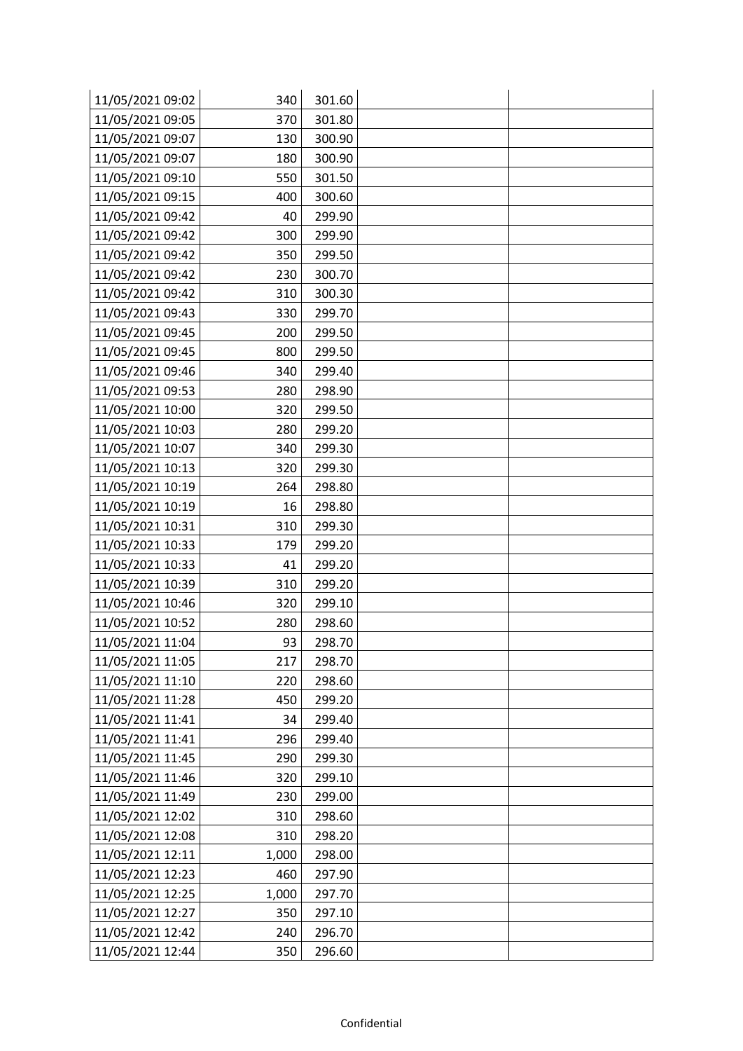| | | | | |
|---|---|---|---|---|
| 11/05/2021 09:02 | 340 | 301.60 | | |
| 11/05/2021 09:05 | 370 | 301.80 | | |
| 11/05/2021 09:07 | 130 | 300.90 | | |
| 11/05/2021 09:07 | 180 | 300.90 | | |
| 11/05/2021 09:10 | 550 | 301.50 | | |
| 11/05/2021 09:15 | 400 | 300.60 | | |
| 11/05/2021 09:42 | 40 | 299.90 | | |
| 11/05/2021 09:42 | 300 | 299.90 | | |
| 11/05/2021 09:42 | 350 | 299.50 | | |
| 11/05/2021 09:42 | 230 | 300.70 | | |
| 11/05/2021 09:42 | 310 | 300.30 | | |
| 11/05/2021 09:43 | 330 | 299.70 | | |
| 11/05/2021 09:45 | 200 | 299.50 | | |
| 11/05/2021 09:45 | 800 | 299.50 | | |
| 11/05/2021 09:46 | 340 | 299.40 | | |
| 11/05/2021 09:53 | 280 | 298.90 | | |
| 11/05/2021 10:00 | 320 | 299.50 | | |
| 11/05/2021 10:03 | 280 | 299.20 | | |
| 11/05/2021 10:07 | 340 | 299.30 | | |
| 11/05/2021 10:13 | 320 | 299.30 | | |
| 11/05/2021 10:19 | 264 | 298.80 | | |
| 11/05/2021 10:19 | 16 | 298.80 | | |
| 11/05/2021 10:31 | 310 | 299.30 | | |
| 11/05/2021 10:33 | 179 | 299.20 | | |
| 11/05/2021 10:33 | 41 | 299.20 | | |
| 11/05/2021 10:39 | 310 | 299.20 | | |
| 11/05/2021 10:46 | 320 | 299.10 | | |
| 11/05/2021 10:52 | 280 | 298.60 | | |
| 11/05/2021 11:04 | 93 | 298.70 | | |
| 11/05/2021 11:05 | 217 | 298.70 | | |
| 11/05/2021 11:10 | 220 | 298.60 | | |
| 11/05/2021 11:28 | 450 | 299.20 | | |
| 11/05/2021 11:41 | 34 | 299.40 | | |
| 11/05/2021 11:41 | 296 | 299.40 | | |
| 11/05/2021 11:45 | 290 | 299.30 | | |
| 11/05/2021 11:46 | 320 | 299.10 | | |
| 11/05/2021 11:49 | 230 | 299.00 | | |
| 11/05/2021 12:02 | 310 | 298.60 | | |
| 11/05/2021 12:08 | 310 | 298.20 | | |
| 11/05/2021 12:11 | 1,000 | 298.00 | | |
| 11/05/2021 12:23 | 460 | 297.90 | | |
| 11/05/2021 12:25 | 1,000 | 297.70 | | |
| 11/05/2021 12:27 | 350 | 297.10 | | |
| 11/05/2021 12:42 | 240 | 296.70 | | |
| 11/05/2021 12:44 | 350 | 296.60 | | |

Confidential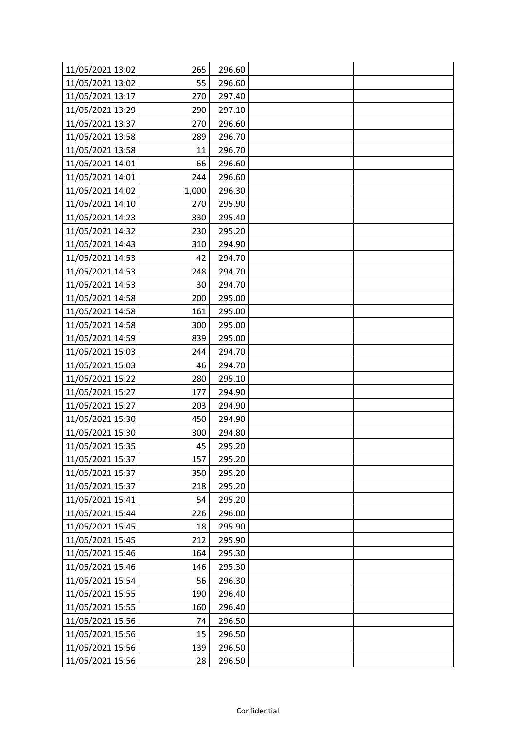| | | | | |
|---|---|---|---|---|
| 11/05/2021 13:02 | 265 | 296.60 | | |
| 11/05/2021 13:02 | 55 | 296.60 | | |
| 11/05/2021 13:17 | 270 | 297.40 | | |
| 11/05/2021 13:29 | 290 | 297.10 | | |
| 11/05/2021 13:37 | 270 | 296.60 | | |
| 11/05/2021 13:58 | 289 | 296.70 | | |
| 11/05/2021 13:58 | 11 | 296.70 | | |
| 11/05/2021 14:01 | 66 | 296.60 | | |
| 11/05/2021 14:01 | 244 | 296.60 | | |
| 11/05/2021 14:02 | 1,000 | 296.30 | | |
| 11/05/2021 14:10 | 270 | 295.90 | | |
| 11/05/2021 14:23 | 330 | 295.40 | | |
| 11/05/2021 14:32 | 230 | 295.20 | | |
| 11/05/2021 14:43 | 310 | 294.90 | | |
| 11/05/2021 14:53 | 42 | 294.70 | | |
| 11/05/2021 14:53 | 248 | 294.70 | | |
| 11/05/2021 14:53 | 30 | 294.70 | | |
| 11/05/2021 14:58 | 200 | 295.00 | | |
| 11/05/2021 14:58 | 161 | 295.00 | | |
| 11/05/2021 14:58 | 300 | 295.00 | | |
| 11/05/2021 14:59 | 839 | 295.00 | | |
| 11/05/2021 15:03 | 244 | 294.70 | | |
| 11/05/2021 15:03 | 46 | 294.70 | | |
| 11/05/2021 15:22 | 280 | 295.10 | | |
| 11/05/2021 15:27 | 177 | 294.90 | | |
| 11/05/2021 15:27 | 203 | 294.90 | | |
| 11/05/2021 15:30 | 450 | 294.90 | | |
| 11/05/2021 15:30 | 300 | 294.80 | | |
| 11/05/2021 15:35 | 45 | 295.20 | | |
| 11/05/2021 15:37 | 157 | 295.20 | | |
| 11/05/2021 15:37 | 350 | 295.20 | | |
| 11/05/2021 15:37 | 218 | 295.20 | | |
| 11/05/2021 15:41 | 54 | 295.20 | | |
| 11/05/2021 15:44 | 226 | 296.00 | | |
| 11/05/2021 15:45 | 18 | 295.90 | | |
| 11/05/2021 15:45 | 212 | 295.90 | | |
| 11/05/2021 15:46 | 164 | 295.30 | | |
| 11/05/2021 15:46 | 146 | 295.30 | | |
| 11/05/2021 15:54 | 56 | 296.30 | | |
| 11/05/2021 15:55 | 190 | 296.40 | | |
| 11/05/2021 15:55 | 160 | 296.40 | | |
| 11/05/2021 15:56 | 74 | 296.50 | | |
| 11/05/2021 15:56 | 15 | 296.50 | | |
| 11/05/2021 15:56 | 139 | 296.50 | | |
| 11/05/2021 15:56 | 28 | 296.50 | | |

Confidential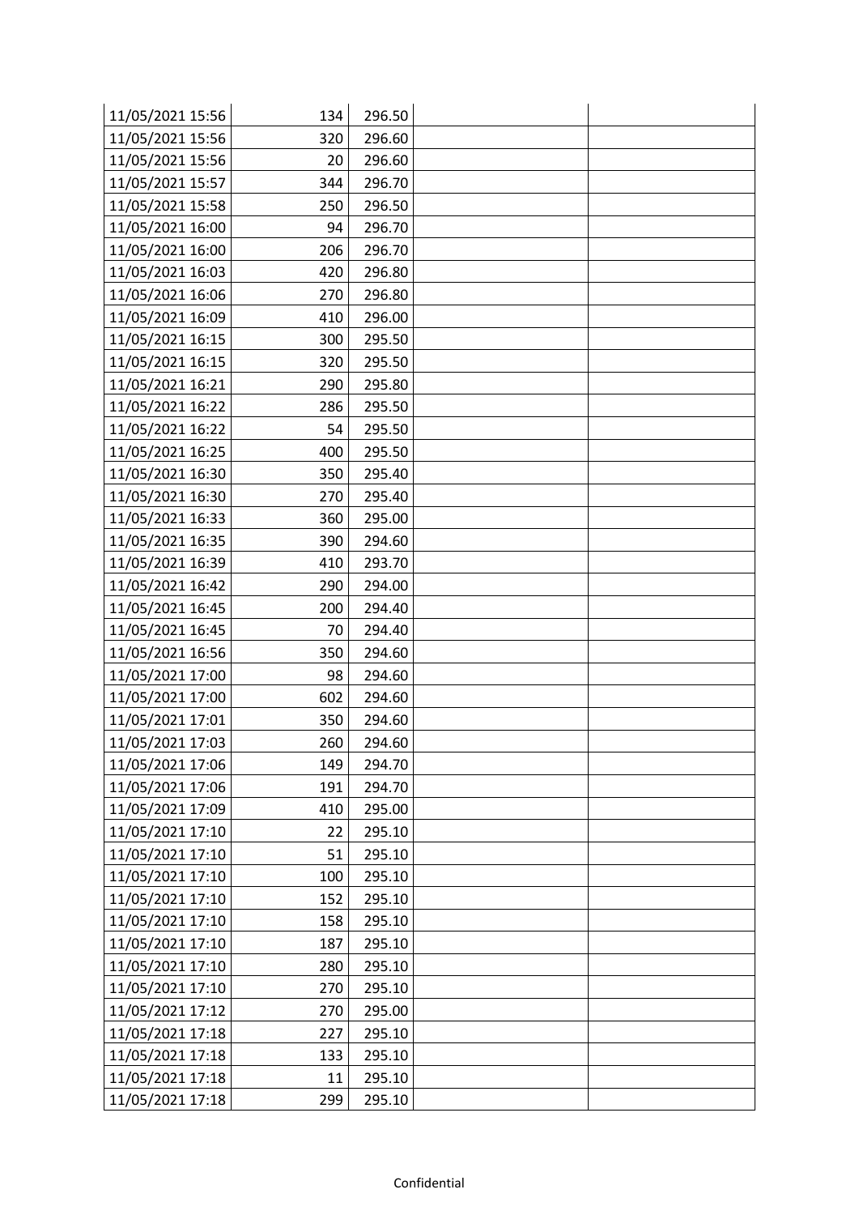| | | | | |
|---|---|---|---|---|
| 11/05/2021 15:56 | 134 | 296.50 | | |
| 11/05/2021 15:56 | 320 | 296.60 | | |
| 11/05/2021 15:56 | 20 | 296.60 | | |
| 11/05/2021 15:57 | 344 | 296.70 | | |
| 11/05/2021 15:58 | 250 | 296.50 | | |
| 11/05/2021 16:00 | 94 | 296.70 | | |
| 11/05/2021 16:00 | 206 | 296.70 | | |
| 11/05/2021 16:03 | 420 | 296.80 | | |
| 11/05/2021 16:06 | 270 | 296.80 | | |
| 11/05/2021 16:09 | 410 | 296.00 | | |
| 11/05/2021 16:15 | 300 | 295.50 | | |
| 11/05/2021 16:15 | 320 | 295.50 | | |
| 11/05/2021 16:21 | 290 | 295.80 | | |
| 11/05/2021 16:22 | 286 | 295.50 | | |
| 11/05/2021 16:22 | 54 | 295.50 | | |
| 11/05/2021 16:25 | 400 | 295.50 | | |
| 11/05/2021 16:30 | 350 | 295.40 | | |
| 11/05/2021 16:30 | 270 | 295.40 | | |
| 11/05/2021 16:33 | 360 | 295.00 | | |
| 11/05/2021 16:35 | 390 | 294.60 | | |
| 11/05/2021 16:39 | 410 | 293.70 | | |
| 11/05/2021 16:42 | 290 | 294.00 | | |
| 11/05/2021 16:45 | 200 | 294.40 | | |
| 11/05/2021 16:45 | 70 | 294.40 | | |
| 11/05/2021 16:56 | 350 | 294.60 | | |
| 11/05/2021 17:00 | 98 | 294.60 | | |
| 11/05/2021 17:00 | 602 | 294.60 | | |
| 11/05/2021 17:01 | 350 | 294.60 | | |
| 11/05/2021 17:03 | 260 | 294.60 | | |
| 11/05/2021 17:06 | 149 | 294.70 | | |
| 11/05/2021 17:06 | 191 | 294.70 | | |
| 11/05/2021 17:09 | 410 | 295.00 | | |
| 11/05/2021 17:10 | 22 | 295.10 | | |
| 11/05/2021 17:10 | 51 | 295.10 | | |
| 11/05/2021 17:10 | 100 | 295.10 | | |
| 11/05/2021 17:10 | 152 | 295.10 | | |
| 11/05/2021 17:10 | 158 | 295.10 | | |
| 11/05/2021 17:10 | 187 | 295.10 | | |
| 11/05/2021 17:10 | 280 | 295.10 | | |
| 11/05/2021 17:10 | 270 | 295.10 | | |
| 11/05/2021 17:12 | 270 | 295.00 | | |
| 11/05/2021 17:18 | 227 | 295.10 | | |
| 11/05/2021 17:18 | 133 | 295.10 | | |
| 11/05/2021 17:18 | 11 | 295.10 | | |
| 11/05/2021 17:18 | 299 | 295.10 | | |

Confidential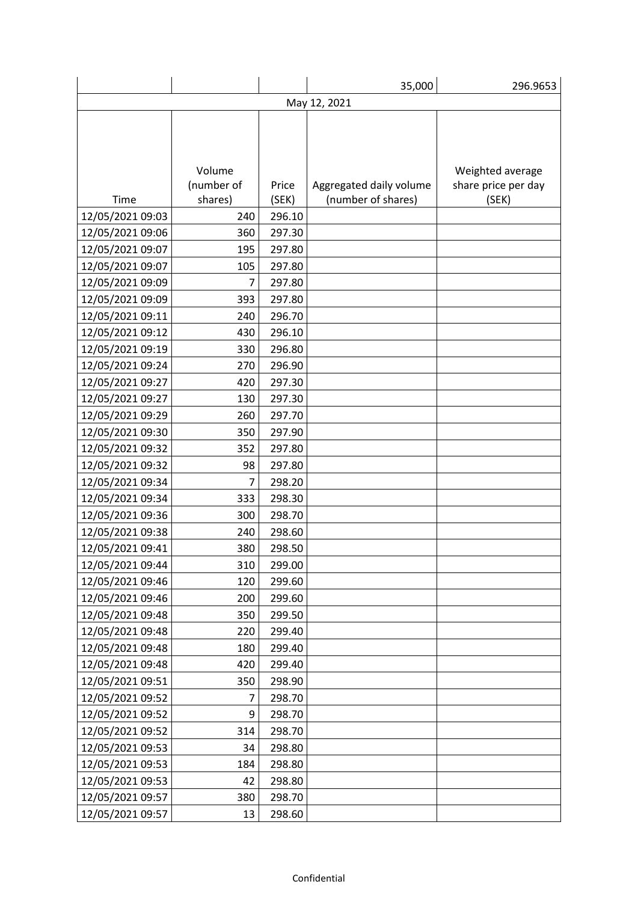| | | | 35,000 | 296.9653 |
|---|---|---|---|---|
| May 12, 2021 | | | | |
| Time | Volume (number of shares) | Price (SEK) | Aggregated daily volume (number of shares) | Weighted average share price per day (SEK) |
| 12/05/2021 09:03 | 240 | 296.10 | | |
| 12/05/2021 09:06 | 360 | 297.30 | | |
| 12/05/2021 09:07 | 195 | 297.80 | | |
| 12/05/2021 09:07 | 105 | 297.80 | | |
| 12/05/2021 09:09 | 7 | 297.80 | | |
| 12/05/2021 09:09 | 393 | 297.80 | | |
| 12/05/2021 09:11 | 240 | 296.70 | | |
| 12/05/2021 09:12 | 430 | 296.10 | | |
| 12/05/2021 09:19 | 330 | 296.80 | | |
| 12/05/2021 09:24 | 270 | 296.90 | | |
| 12/05/2021 09:27 | 420 | 297.30 | | |
| 12/05/2021 09:27 | 130 | 297.30 | | |
| 12/05/2021 09:29 | 260 | 297.70 | | |
| 12/05/2021 09:30 | 350 | 297.90 | | |
| 12/05/2021 09:32 | 352 | 297.80 | | |
| 12/05/2021 09:32 | 98 | 297.80 | | |
| 12/05/2021 09:34 | 7 | 298.20 | | |
| 12/05/2021 09:34 | 333 | 298.30 | | |
| 12/05/2021 09:36 | 300 | 298.70 | | |
| 12/05/2021 09:38 | 240 | 298.60 | | |
| 12/05/2021 09:41 | 380 | 298.50 | | |
| 12/05/2021 09:44 | 310 | 299.00 | | |
| 12/05/2021 09:46 | 120 | 299.60 | | |
| 12/05/2021 09:46 | 200 | 299.60 | | |
| 12/05/2021 09:48 | 350 | 299.50 | | |
| 12/05/2021 09:48 | 220 | 299.40 | | |
| 12/05/2021 09:48 | 180 | 299.40 | | |
| 12/05/2021 09:48 | 420 | 299.40 | | |
| 12/05/2021 09:51 | 350 | 298.90 | | |
| 12/05/2021 09:52 | 7 | 298.70 | | |
| 12/05/2021 09:52 | 9 | 298.70 | | |
| 12/05/2021 09:52 | 314 | 298.70 | | |
| 12/05/2021 09:53 | 34 | 298.80 | | |
| 12/05/2021 09:53 | 184 | 298.80 | | |
| 12/05/2021 09:53 | 42 | 298.80 | | |
| 12/05/2021 09:57 | 380 | 298.70 | | |
| 12/05/2021 09:57 | 13 | 298.60 | | |

Confidential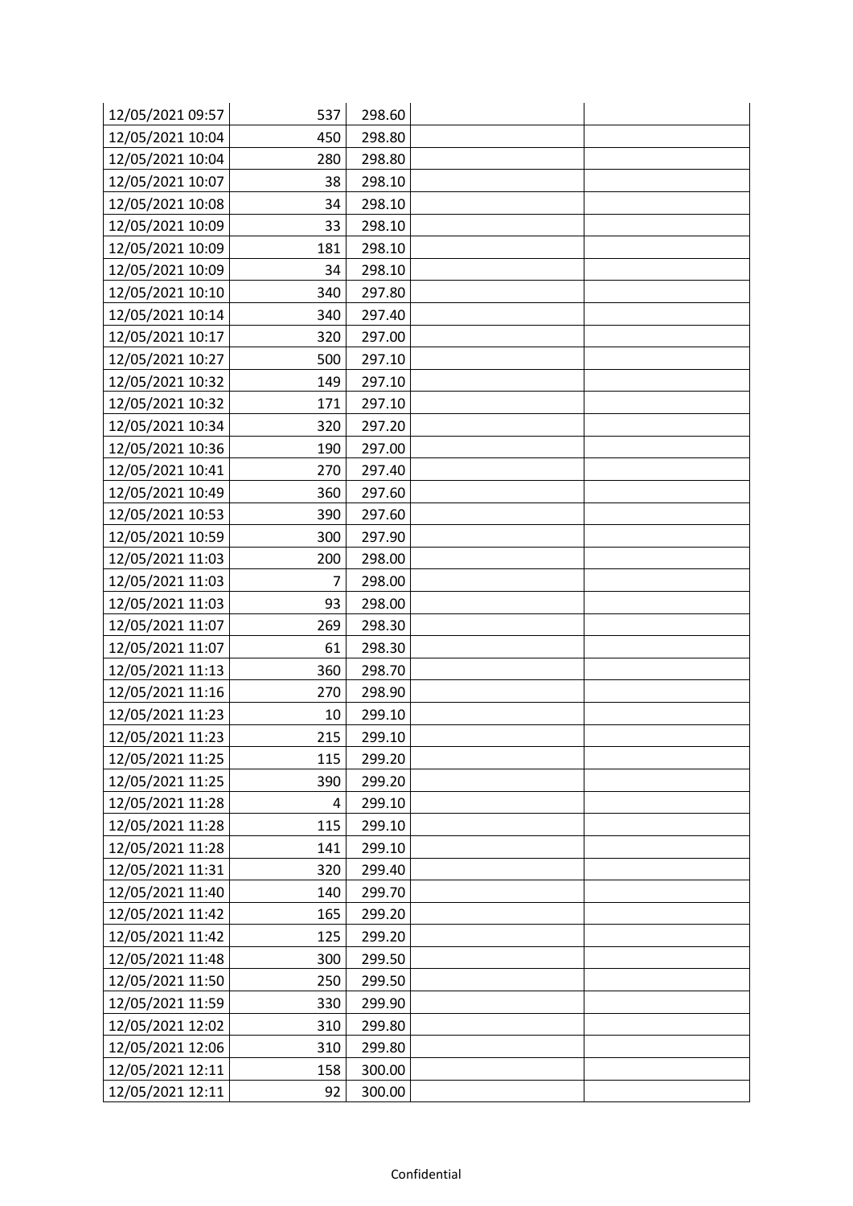| | | | | |
|---|---|---|---|---|
| 12/05/2021 09:57 | 537 | 298.60 | | |
| 12/05/2021 10:04 | 450 | 298.80 | | |
| 12/05/2021 10:04 | 280 | 298.80 | | |
| 12/05/2021 10:07 | 38 | 298.10 | | |
| 12/05/2021 10:08 | 34 | 298.10 | | |
| 12/05/2021 10:09 | 33 | 298.10 | | |
| 12/05/2021 10:09 | 181 | 298.10 | | |
| 12/05/2021 10:09 | 34 | 298.10 | | |
| 12/05/2021 10:10 | 340 | 297.80 | | |
| 12/05/2021 10:14 | 340 | 297.40 | | |
| 12/05/2021 10:17 | 320 | 297.00 | | |
| 12/05/2021 10:27 | 500 | 297.10 | | |
| 12/05/2021 10:32 | 149 | 297.10 | | |
| 12/05/2021 10:32 | 171 | 297.10 | | |
| 12/05/2021 10:34 | 320 | 297.20 | | |
| 12/05/2021 10:36 | 190 | 297.00 | | |
| 12/05/2021 10:41 | 270 | 297.40 | | |
| 12/05/2021 10:49 | 360 | 297.60 | | |
| 12/05/2021 10:53 | 390 | 297.60 | | |
| 12/05/2021 10:59 | 300 | 297.90 | | |
| 12/05/2021 11:03 | 200 | 298.00 | | |
| 12/05/2021 11:03 | 7 | 298.00 | | |
| 12/05/2021 11:03 | 93 | 298.00 | | |
| 12/05/2021 11:07 | 269 | 298.30 | | |
| 12/05/2021 11:07 | 61 | 298.30 | | |
| 12/05/2021 11:13 | 360 | 298.70 | | |
| 12/05/2021 11:16 | 270 | 298.90 | | |
| 12/05/2021 11:23 | 10 | 299.10 | | |
| 12/05/2021 11:23 | 215 | 299.10 | | |
| 12/05/2021 11:25 | 115 | 299.20 | | |
| 12/05/2021 11:25 | 390 | 299.20 | | |
| 12/05/2021 11:28 | 4 | 299.10 | | |
| 12/05/2021 11:28 | 115 | 299.10 | | |
| 12/05/2021 11:28 | 141 | 299.10 | | |
| 12/05/2021 11:31 | 320 | 299.40 | | |
| 12/05/2021 11:40 | 140 | 299.70 | | |
| 12/05/2021 11:42 | 165 | 299.20 | | |
| 12/05/2021 11:42 | 125 | 299.20 | | |
| 12/05/2021 11:48 | 300 | 299.50 | | |
| 12/05/2021 11:50 | 250 | 299.50 | | |
| 12/05/2021 11:59 | 330 | 299.90 | | |
| 12/05/2021 12:02 | 310 | 299.80 | | |
| 12/05/2021 12:06 | 310 | 299.80 | | |
| 12/05/2021 12:11 | 158 | 300.00 | | |
| 12/05/2021 12:11 | 92 | 300.00 | | |

Confidential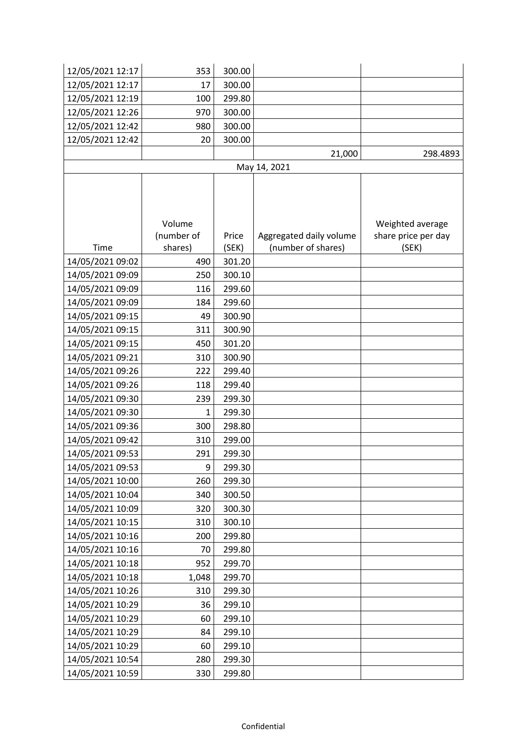| | | | | |
|---|---|---|---|---|
| 12/05/2021 12:17 | 353 | 300.00 | | |
| 12/05/2021 12:17 | 17 | 300.00 | | |
| 12/05/2021 12:19 | 100 | 299.80 | | |
| 12/05/2021 12:26 | 970 | 300.00 | | |
| 12/05/2021 12:42 | 980 | 300.00 | | |
| 12/05/2021 12:42 | 20 | 300.00 | | |
| | | | 21,000 | 298.4893 |

May 14, 2021

| Time | Volume (number of shares) | Price (SEK) | Aggregated daily volume (number of shares) | Weighted average share price per day (SEK) |
|---|---|---|---|---|
| 14/05/2021 09:02 | 490 | 301.20 | | |
| 14/05/2021 09:09 | 250 | 300.10 | | |
| 14/05/2021 09:09 | 116 | 299.60 | | |
| 14/05/2021 09:09 | 184 | 299.60 | | |
| 14/05/2021 09:15 | 49 | 300.90 | | |
| 14/05/2021 09:15 | 311 | 300.90 | | |
| 14/05/2021 09:15 | 450 | 301.20 | | |
| 14/05/2021 09:21 | 310 | 300.90 | | |
| 14/05/2021 09:26 | 222 | 299.40 | | |
| 14/05/2021 09:26 | 118 | 299.40 | | |
| 14/05/2021 09:30 | 239 | 299.30 | | |
| 14/05/2021 09:30 | 1 | 299.30 | | |
| 14/05/2021 09:36 | 300 | 298.80 | | |
| 14/05/2021 09:42 | 310 | 299.00 | | |
| 14/05/2021 09:53 | 291 | 299.30 | | |
| 14/05/2021 09:53 | 9 | 299.30 | | |
| 14/05/2021 10:00 | 260 | 299.30 | | |
| 14/05/2021 10:04 | 340 | 300.50 | | |
| 14/05/2021 10:09 | 320 | 300.30 | | |
| 14/05/2021 10:15 | 310 | 300.10 | | |
| 14/05/2021 10:16 | 200 | 299.80 | | |
| 14/05/2021 10:16 | 70 | 299.80 | | |
| 14/05/2021 10:18 | 952 | 299.70 | | |
| 14/05/2021 10:18 | 1,048 | 299.70 | | |
| 14/05/2021 10:26 | 310 | 299.30 | | |
| 14/05/2021 10:29 | 36 | 299.10 | | |
| 14/05/2021 10:29 | 60 | 299.10 | | |
| 14/05/2021 10:29 | 84 | 299.10 | | |
| 14/05/2021 10:29 | 60 | 299.10 | | |
| 14/05/2021 10:54 | 280 | 299.30 | | |
| 14/05/2021 10:59 | 330 | 299.80 | | |

Confidential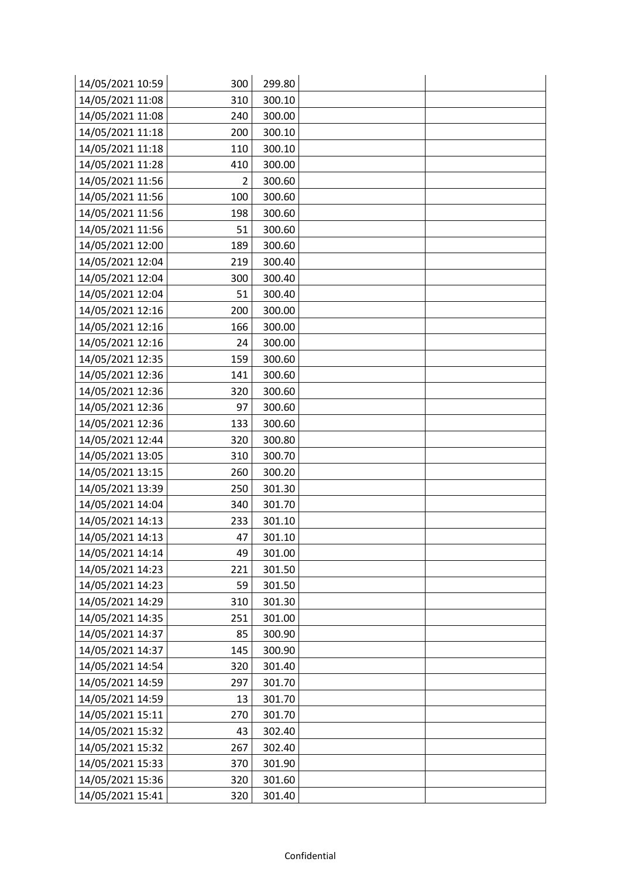| | | | | |
|---|---|---|---|---|
| 14/05/2021 10:59 | 300 | 299.80 | | |
| 14/05/2021 11:08 | 310 | 300.10 | | |
| 14/05/2021 11:08 | 240 | 300.00 | | |
| 14/05/2021 11:18 | 200 | 300.10 | | |
| 14/05/2021 11:18 | 110 | 300.10 | | |
| 14/05/2021 11:28 | 410 | 300.00 | | |
| 14/05/2021 11:56 | 2 | 300.60 | | |
| 14/05/2021 11:56 | 100 | 300.60 | | |
| 14/05/2021 11:56 | 198 | 300.60 | | |
| 14/05/2021 11:56 | 51 | 300.60 | | |
| 14/05/2021 12:00 | 189 | 300.60 | | |
| 14/05/2021 12:04 | 219 | 300.40 | | |
| 14/05/2021 12:04 | 300 | 300.40 | | |
| 14/05/2021 12:04 | 51 | 300.40 | | |
| 14/05/2021 12:16 | 200 | 300.00 | | |
| 14/05/2021 12:16 | 166 | 300.00 | | |
| 14/05/2021 12:16 | 24 | 300.00 | | |
| 14/05/2021 12:35 | 159 | 300.60 | | |
| 14/05/2021 12:36 | 141 | 300.60 | | |
| 14/05/2021 12:36 | 320 | 300.60 | | |
| 14/05/2021 12:36 | 97 | 300.60 | | |
| 14/05/2021 12:36 | 133 | 300.60 | | |
| 14/05/2021 12:44 | 320 | 300.80 | | |
| 14/05/2021 13:05 | 310 | 300.70 | | |
| 14/05/2021 13:15 | 260 | 300.20 | | |
| 14/05/2021 13:39 | 250 | 301.30 | | |
| 14/05/2021 14:04 | 340 | 301.70 | | |
| 14/05/2021 14:13 | 233 | 301.10 | | |
| 14/05/2021 14:13 | 47 | 301.10 | | |
| 14/05/2021 14:14 | 49 | 301.00 | | |
| 14/05/2021 14:23 | 221 | 301.50 | | |
| 14/05/2021 14:23 | 59 | 301.50 | | |
| 14/05/2021 14:29 | 310 | 301.30 | | |
| 14/05/2021 14:35 | 251 | 301.00 | | |
| 14/05/2021 14:37 | 85 | 300.90 | | |
| 14/05/2021 14:37 | 145 | 300.90 | | |
| 14/05/2021 14:54 | 320 | 301.40 | | |
| 14/05/2021 14:59 | 297 | 301.70 | | |
| 14/05/2021 14:59 | 13 | 301.70 | | |
| 14/05/2021 15:11 | 270 | 301.70 | | |
| 14/05/2021 15:32 | 43 | 302.40 | | |
| 14/05/2021 15:32 | 267 | 302.40 | | |
| 14/05/2021 15:33 | 370 | 301.90 | | |
| 14/05/2021 15:36 | 320 | 301.60 | | |
| 14/05/2021 15:41 | 320 | 301.40 | | |

Confidential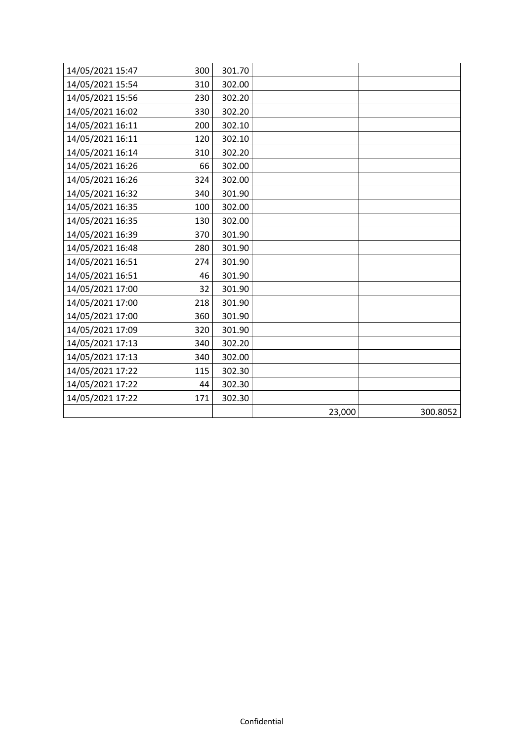| | | | | |
|---|---|---|---|---|
| 14/05/2021 15:47 | 300 | 301.70 | | |
| 14/05/2021 15:54 | 310 | 302.00 | | |
| 14/05/2021 15:56 | 230 | 302.20 | | |
| 14/05/2021 16:02 | 330 | 302.20 | | |
| 14/05/2021 16:11 | 200 | 302.10 | | |
| 14/05/2021 16:11 | 120 | 302.10 | | |
| 14/05/2021 16:14 | 310 | 302.20 | | |
| 14/05/2021 16:26 | 66 | 302.00 | | |
| 14/05/2021 16:26 | 324 | 302.00 | | |
| 14/05/2021 16:32 | 340 | 301.90 | | |
| 14/05/2021 16:35 | 100 | 302.00 | | |
| 14/05/2021 16:35 | 130 | 302.00 | | |
| 14/05/2021 16:39 | 370 | 301.90 | | |
| 14/05/2021 16:48 | 280 | 301.90 | | |
| 14/05/2021 16:51 | 274 | 301.90 | | |
| 14/05/2021 16:51 | 46 | 301.90 | | |
| 14/05/2021 17:00 | 32 | 301.90 | | |
| 14/05/2021 17:00 | 218 | 301.90 | | |
| 14/05/2021 17:00 | 360 | 301.90 | | |
| 14/05/2021 17:09 | 320 | 301.90 | | |
| 14/05/2021 17:13 | 340 | 302.20 | | |
| 14/05/2021 17:13 | 340 | 302.00 | | |
| 14/05/2021 17:22 | 115 | 302.30 | | |
| 14/05/2021 17:22 | 44 | 302.30 | | |
| 14/05/2021 17:22 | 171 | 302.30 | | |
| | | | 23,000 | 300.8052 |

Confidential